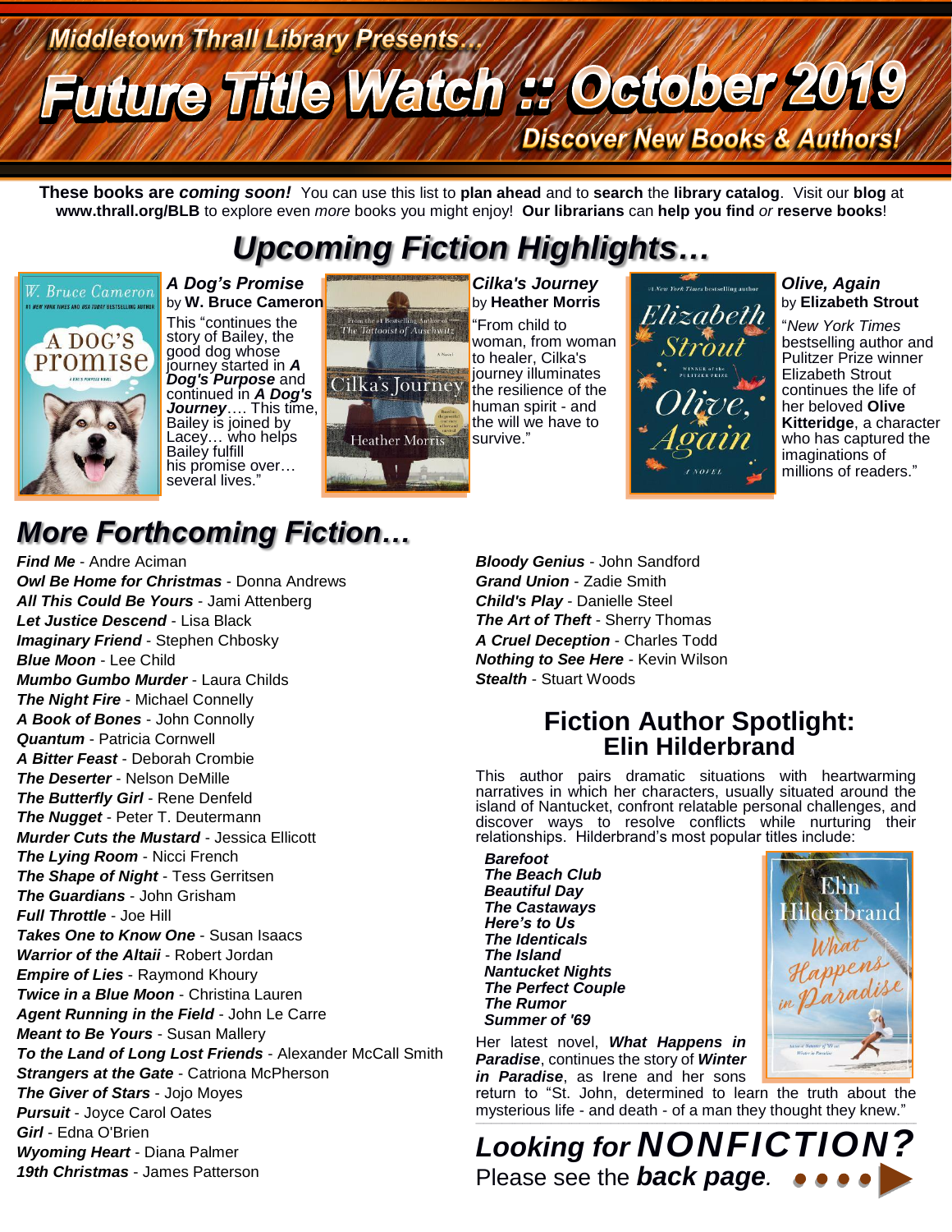Middletown Thrall Library Presents...

# Future Title Watch :: October 2019

Discover New Books & Authors!

**These books are *coming soon!*** You can use this list to **plan ahead** and to **search** the **library catalog**. Visit our **blog** at **www.thrall.org/BLB** to explore even *more* books you might enjoy! **Our librarians** can **help you find** *or* **reserve books**!

## Upcoming Fiction Highlights…

***A Dog's Promise***
by **W. Bruce Cameron**
This "continues the story of Bailey, the good dog whose journey started in ***A Dog's Purpose*** and continued in ***A Dog's Journey***…. This time, Bailey is joined by Lacey… who helps Bailey fulfill his promise over… several lives."

***Cilka's Journey***
by **Heather Morris**
"From child to woman, from woman to healer, Cilka's journey illuminates the resilience of the human spirit - and the will we have to survive."

***Olive, Again***
by **Elizabeth Strout**
"*New York Times* bestselling author and Pulitzer Prize winner Elizabeth Strout continues the life of her beloved **Olive Kitteridge**, a character who has captured the imaginations of millions of readers."

## More Forthcoming Fiction…

***Find Me*** - Andre Aciman
***Owl Be Home for Christmas*** - Donna Andrews
***All This Could Be Yours*** - Jami Attenberg
***Let Justice Descend*** - Lisa Black
***Imaginary Friend*** - Stephen Chbosky
***Blue Moon*** - Lee Child
***Mumbo Gumbo Murder*** - Laura Childs
***The Night Fire*** - Michael Connelly
***A Book of Bones*** - John Connolly
***Quantum*** - Patricia Cornwell
***A Bitter Feast*** - Deborah Crombie
***The Deserter*** - Nelson DeMille
***The Butterfly Girl*** - Rene Denfeld
***The Nugget*** - Peter T. Deutermann
***Murder Cuts the Mustard*** - Jessica Ellicott
***The Lying Room*** - Nicci French
***The Shape of Night*** - Tess Gerritsen
***The Guardians*** - John Grisham
***Full Throttle*** - Joe Hill
***Takes One to Know One*** - Susan Isaacs
***Warrior of the Altaii*** - Robert Jordan
***Empire of Lies*** - Raymond Khoury
***Twice in a Blue Moon*** - Christina Lauren
***Agent Running in the Field*** - John Le Carre
***Meant to Be Yours*** - Susan Mallery
***To the Land of Long Lost Friends*** - Alexander McCall Smith
***Strangers at the Gate*** - Catriona McPherson
***The Giver of Stars*** - Jojo Moyes
***Pursuit*** - Joyce Carol Oates
***Girl*** - Edna O'Brien
***Wyoming Heart*** - Diana Palmer
***19th Christmas*** - James Patterson
***Bloody Genius*** - John Sandford
***Grand Union*** - Zadie Smith
***Child's Play*** - Danielle Steel
***The Art of Theft*** - Sherry Thomas
***A Cruel Deception*** - Charles Todd
***Nothing to See Here*** - Kevin Wilson
***Stealth*** - Stuart Woods

## Fiction Author Spotlight: Elin Hilderbrand

This author pairs dramatic situations with heartwarming narratives in which her characters, usually situated around the island of Nantucket, confront relatable personal challenges, and discover ways to resolve conflicts while nurturing their relationships. Hilderbrand's most popular titles include:

***Barefoot***
***The Beach Club***
***Beautiful Day***
***The Castaways***
***Here's to Us***
***The Identicals***
***The Island***
***Nantucket Nights***
***The Perfect Couple***
***The Rumor***
***Summer of '69***

Her latest novel, ***What Happens in Paradise***, continues the story of ***Winter in Paradise***, as Irene and her sons return to "St. John, determined to learn the truth about the mysterious life - and death - of a man they thought they knew."

## *Looking for* ***NONFICTION?***

Please see the ***back page***.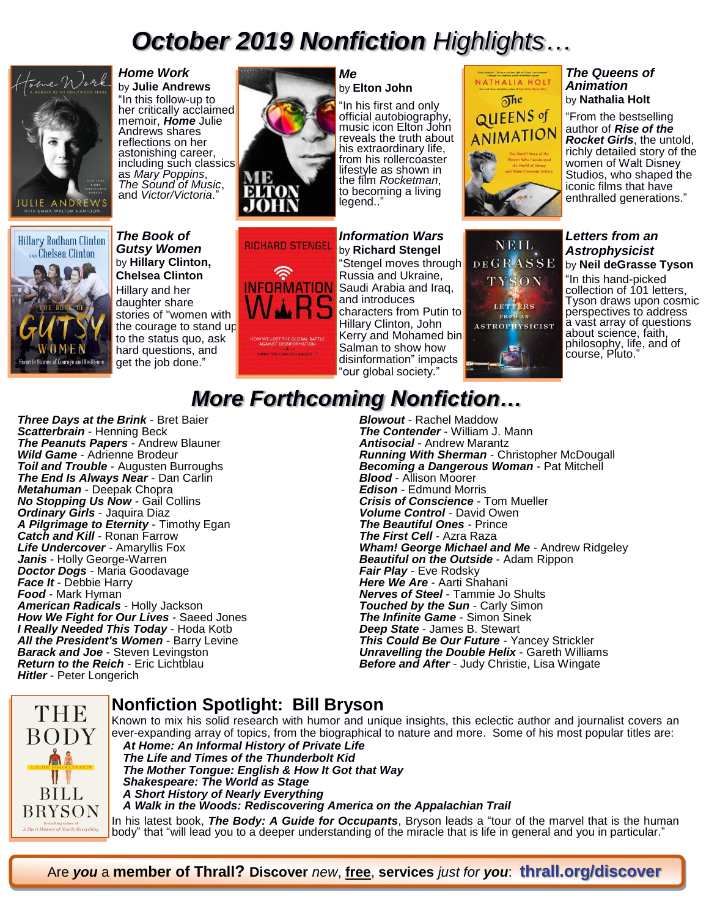# *October 2019 Nonfiction Highlights…*

***Home Work***
by **Julie Andrews**
"In this follow-up to her critically acclaimed memoir, ***Home*** Julie Andrews shares reflections on her astonishing career, including such classics as *Mary Poppins*, *The Sound of Music*, and *Victor/Victoria*."

***Me***
by **Elton John**
"In his first and only official autobiography, music icon Elton John reveals the truth about his extraordinary life, from his rollercoaster lifestyle as shown in the film *Rocketman*, to becoming a living legend.."

***The Queens of Animation***
by **Nathalia Holt**
"From the bestselling author of ***Rise of the Rocket Girls***, the untold, richly detailed story of the women of Walt Disney Studios, who shaped the iconic films that have enthralled generations."

***The Book of Gutsy Women***
by **Hillary Clinton, Chelsea Clinton**
Hillary and her daughter share stories of "women with the courage to stand up to the status quo, ask hard questions, and get the job done."

***Information Wars***
by **Richard Stengel**
"Stengel moves through Russia and Ukraine, Saudi Arabia and Iraq, and introduces characters from Putin to Hillary Clinton, John Kerry and Mohamed bin Salman to show how disinformation" impacts "our global society."

***Letters from an Astrophysicist***
by **Neil deGrasse Tyson**
"In this hand-picked collection of 101 letters, Tyson draws upon cosmic perspectives to address a vast array of questions about science, faith, philosophy, life, and of course, Pluto."

# *More Forthcoming Nonfiction…*

***Three Days at the Brink*** - Bret Baier
***Scatterbrain*** - Henning Beck
***The Peanuts Papers*** - Andrew Blauner
***Wild Game*** - Adrienne Brodeur
***Toil and Trouble*** - Augusten Burroughs
***The End Is Always Near*** - Dan Carlin
***Metahuman*** - Deepak Chopra
***No Stopping Us Now*** - Gail Collins
***Ordinary Girls*** - Jaquira Diaz
***A Pilgrimage to Eternity*** - Timothy Egan
***Catch and Kill*** - Ronan Farrow
***Life Undercover*** - Amaryllis Fox
***Janis*** - Holly George-Warren
***Doctor Dogs*** - Maria Goodavage
***Face It*** - Debbie Harry
***Food*** - Mark Hyman
***American Radicals*** - Holly Jackson
***How We Fight for Our Lives*** - Saeed Jones
***I Really Needed This Today*** - Hoda Kotb
***All the President's Women*** - Barry Levine
***Barack and Joe*** - Steven Levingston
***Return to the Reich*** - Eric Lichtblau
***Hitler*** - Peter Longerich
***Blowout*** - Rachel Maddow
***The Contender*** - William J. Mann
***Antisocial*** - Andrew Marantz
***Running With Sherman*** - Christopher McDougall
***Becoming a Dangerous Woman*** - Pat Mitchell
***Blood*** - Allison Moorer
***Edison*** - Edmund Morris
***Crisis of Conscience*** - Tom Mueller
***Volume Control*** - David Owen
***The Beautiful Ones*** - Prince
***The First Cell*** - Azra Raza
***Wham! George Michael and Me*** - Andrew Ridgeley
***Beautiful on the Outside*** - Adam Rippon
***Fair Play*** - Eve Rodsky
***Here We Are*** - Aarti Shahani
***Nerves of Steel*** - Tammie Jo Shults
***Touched by the Sun*** - Carly Simon
***The Infinite Game*** - Simon Sinek
***Deep State*** - James B. Stewart
***This Could Be Our Future*** - Yancey Strickler
***Unravelling the Double Helix*** - Gareth Williams
***Before and After*** - Judy Christie, Lisa Wingate

## Nonfiction Spotlight: Bill Bryson

Known to mix his solid research with humor and unique insights, this eclectic author and journalist covers an ever-expanding array of topics, from the biographical to nature and more. Some of his most popular titles are:

***At Home: An Informal History of Private Life***
***The Life and Times of the Thunderbolt Kid***
***The Mother Tongue: English & How It Got that Way***
***Shakespeare: The World as Stage***
***A Short History of Nearly Everything***
***A Walk in the Woods: Rediscovering America on the Appalachian Trail***

In his latest book, ***The Body: A Guide for Occupants***, Bryson leads a "tour of the marvel that is the human body" that "will lead you to a deeper understanding of the miracle that is life in general and you in particular."

Are ***you*** a **member of Thrall? Discover** *new*, **free**, **services** *just for* ***you***: **thrall.org/discover**